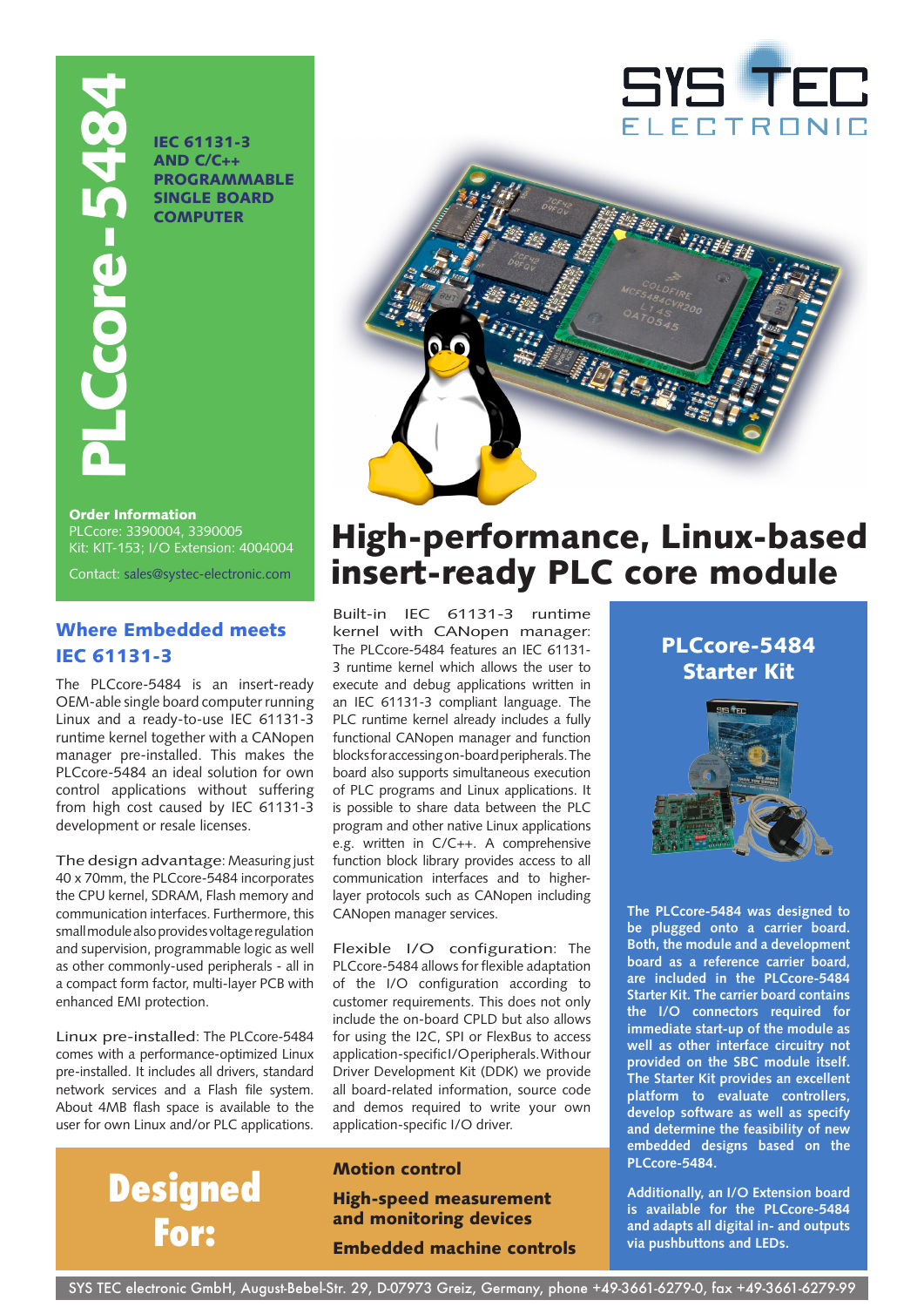# PLCcore-5484

**IEC 61131-3 AND C/C++ PROGRAMMABLE SINGLE BOARD COMPUTER**

SYS TEC ELECTRONIC

**Order Information**
PLCcore: 3390004, 3390005
Kit: KIT-153; I/O Extension: 4004004

Contact: sales@systec-electronic.com

# High-performance, Linux-based insert-ready PLC core module

## Where Embedded meets IEC 61131-3

The PLCcore-5484 is an insert-ready OEM-able single board computer running Linux and a ready-to-use IEC 61131-3 runtime kernel together with a CANopen manager pre-installed. This makes the PLCcore-5484 an ideal solution for own control applications without suffering from high cost caused by IEC 61131-3 development or resale licenses.

The design advantage: Measuring just 40 x 70mm, the PLCcore-5484 incorporates the CPU kernel, SDRAM, Flash memory and communication interfaces. Furthermore, this small module also provides voltage regulation and supervision, programmable logic as well as other commonly-used peripherals - all in a compact form factor, multi-layer PCB with enhanced EMI protection.

Linux pre-installed: The PLCcore-5484 comes with a performance-optimized Linux pre-installed. It includes all drivers, standard network services and a Flash file system. About 4MB flash space is available to the user for own Linux and/or PLC applications.

Built-in IEC 61131-3 runtime kernel with CANopen manager: The PLCcore-5484 features an IEC 61131-3 runtime kernel which allows the user to execute and debug applications written in an IEC 61131-3 compliant language. The PLC runtime kernel already includes a fully functional CANopen manager and function blocks for accessing on-board peripherals. The board also supports simultaneous execution of PLC programs and Linux applications. It is possible to share data between the PLC program and other native Linux applications e.g. written in C/C++. A comprehensive function block library provides access to all communication interfaces and to higher-layer protocols such as CANopen including CANopen manager services.

Flexible I/O configuration: The PLCcore-5484 allows for flexible adaptation of the I/O configuration according to customer requirements. This does not only include the on-board CPLD but also allows for using the I2C, SPI or FlexBus to access application-specific I/O peripherals. With our Driver Development Kit (DDK) we provide all board-related information, source code and demos required to write your own application-specific I/O driver.

## PLCcore-5484 Starter Kit

**The PLCcore-5484 was designed to be plugged onto a carrier board. Both, the module and a development board as a reference carrier board, are included in the PLCcore-5484 Starter Kit. The carrier board contains the I/O connectors required for immediate start-up of the module as well as other interface circuitry not provided on the SBC module itself. The Starter Kit provides an excellent platform to evaluate controllers, develop software as well as specify and determine the feasibility of new embedded designs based on the PLCcore-5484.**

**Additionally, an I/O Extension board is available for the PLCcore-5484 and adapts all digital in- and outputs via pushbuttons and LEDs.**

## Designed For:

- **Motion control**
- **High-speed measurement and monitoring devices**
- **Embedded machine controls**

SYS TEC electronic GmbH, August-Bebel-Str. 29, D-07973 Greiz, Germany, phone +49-3661-6279-0, fax +49-3661-6279-99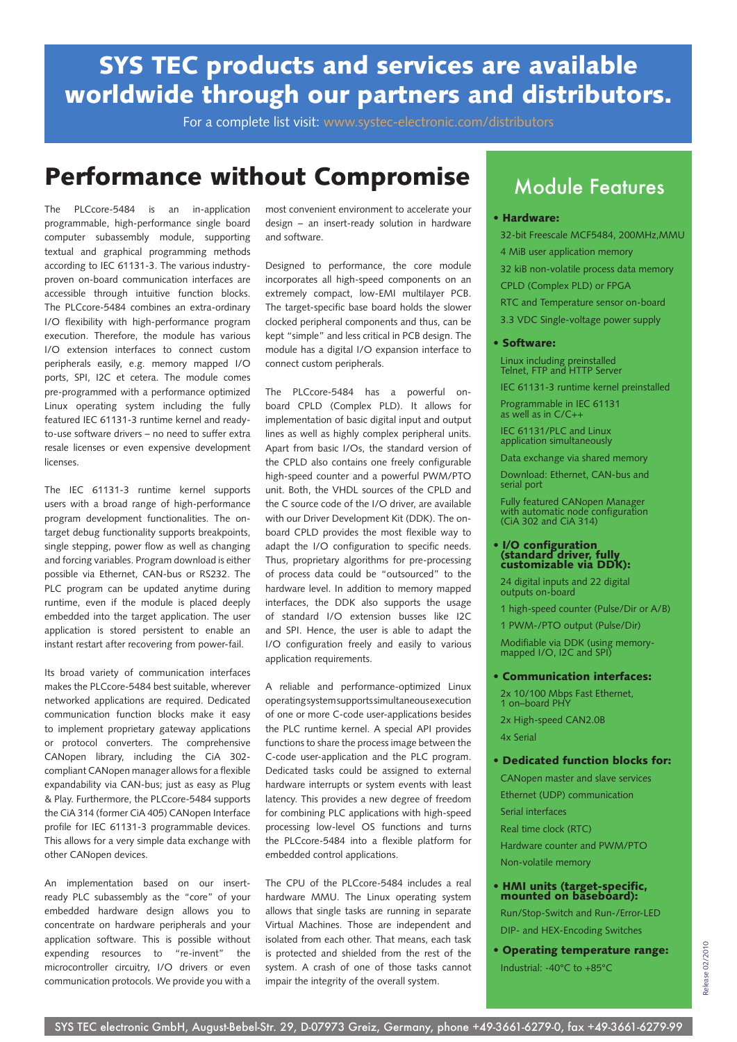# SYS TEC products and services are available worldwide through our partners and distributors.

For a complete list visit: www.systec-electronic.com/distributors

# Performance without Compromise

The PLCcore-5484 is an in-application programmable, high-performance single board computer subassembly module, supporting textual and graphical programming methods according to IEC 61131-3. The various industry-proven on-board communication interfaces are accessible through intuitive function blocks. The PLCcore-5484 combines an extra-ordinary I/O flexibility with high-performance program execution. Therefore, the module has various I/O extension interfaces to connect custom peripherals easily, e.g. memory mapped I/O ports, SPI, I2C et cetera. The module comes pre-programmed with a performance optimized Linux operating system including the fully featured IEC 61131-3 runtime kernel and ready-to-use software drivers – no need to suffer extra resale licenses or even expensive development licenses.

The IEC 61131-3 runtime kernel supports users with a broad range of high-performance program development functionalities. The on-target debug functionality supports breakpoints, single stepping, power flow as well as changing and forcing variables. Program download is either possible via Ethernet, CAN-bus or RS232. The PLC program can be updated anytime during runtime, even if the module is placed deeply embedded into the target application. The user application is stored persistent to enable an instant restart after recovering from power-fail.

Its broad variety of communication interfaces makes the PLCcore-5484 best suitable, wherever networked applications are required. Dedicated communication function blocks make it easy to implement proprietary gateway applications or protocol converters. The comprehensive CANopen library, including the CiA 302-compliant CANopen manager allows for a flexible expandability via CAN-bus; just as easy as Plug & Play. Furthermore, the PLCcore-5484 supports the CiA 314 (former CiA 405) CANopen Interface profile for IEC 61131-3 programmable devices. This allows for a very simple data exchange with other CANopen devices.

An implementation based on our insert-ready PLC subassembly as the "core" of your embedded hardware design allows you to concentrate on hardware peripherals and your application software. This is possible without expending resources to "re-invent" the microcontroller circuitry, I/O drivers or even communication protocols. We provide you with a most convenient environment to accelerate your design – an insert-ready solution in hardware and software.

Designed to performance, the core module incorporates all high-speed components on an extremely compact, low-EMI multilayer PCB. The target-specific base board holds the slower clocked peripheral components and thus, can be kept "simple" and less critical in PCB design. The module has a digital I/O expansion interface to connect custom peripherals.

The PLCcore-5484 has a powerful on-board CPLD (Complex PLD). It allows for implementation of basic digital input and output lines as well as highly complex peripheral units. Apart from basic I/Os, the standard version of the CPLD also contains one freely configurable high-speed counter and a powerful PWM/PTO unit. Both, the VHDL sources of the CPLD and the C source code of the I/O driver, are available with our Driver Development Kit (DDK). The on-board CPLD provides the most flexible way to adapt the I/O configuration to specific needs. Thus, proprietary algorithms for pre-processing of process data could be "outsourced" to the hardware level. In addition to memory mapped interfaces, the DDK also supports the usage of standard I/O extension busses like I2C and SPI. Hence, the user is able to adapt the I/O configuration freely and easily to various application requirements.

A reliable and performance-optimized Linux operating system supports simultaneous execution of one or more C-code user-applications besides the PLC runtime kernel. A special API provides functions to share the process image between the C-code user-application and the PLC program. Dedicated tasks could be assigned to external hardware interrupts or system events with least latency. This provides a new degree of freedom for combining PLC applications with high-speed processing low-level OS functions and turns the PLCcore-5484 into a flexible platform for embedded control applications.

The CPU of the PLCcore-5484 includes a real hardware MMU. The Linux operating system allows that single tasks are running in separate Virtual Machines. Those are independent and isolated from each other. That means, each task is protected and shielded from the rest of the system. A crash of one of those tasks cannot impair the integrity of the overall system.

## Module Features

- **Hardware:**
  - 32-bit Freescale MCF5484, 200MHz,MMU
  - 4 MiB user application memory
  - 32 kiB non-volatile process data memory
  - CPLD (Complex PLD) or FPGA
  - RTC and Temperature sensor on-board
  - 3.3 VDC Single-voltage power supply
- **Software:**
  - Linux including preinstalled Telnet, FTP and HTTP Server
  - IEC 61131-3 runtime kernel preinstalled
  - Programmable in IEC 61131 as well as in C/C++
  - IEC 61131/PLC and Linux application simultaneously
  - Data exchange via shared memory
  - Download: Ethernet, CAN-bus and serial port
  - Fully featured CANopen Manager with automatic node configuration (CiA 302 and CiA 314)
- **I/O configuration (standard driver, fully customizable via DDK):**
  - 24 digital inputs and 22 digital outputs on-board
  - 1 high-speed counter (Pulse/Dir or A/B)
  - 1 PWM-/PTO output (Pulse/Dir)
  - Modifiable via DDK (using memory-mapped I/O, I2C and SPI)
- **Communication interfaces:**
  - 2x 10/100 Mbps Fast Ethernet, 1 on–board PHY
  - 2x High-speed CAN2.0B
  - 4x Serial
- **Dedicated function blocks for:**
  - CANopen master and slave services
  - Ethernet (UDP) communication
  - Serial interfaces
  - Real time clock (RTC)
  - Hardware counter and PWM/PTO
  - Non-volatile memory
- **HMI units (target-specific, mounted on baseboard):**
  - Run/Stop-Switch and Run-/Error-LED
  - DIP- and HEX-Encoding Switches
- **Operating temperature range:**
  - Industrial: -40°C to +85°C

Release 02/2010

SYS TEC electronic GmbH, August-Bebel-Str. 29, D-07973 Greiz, Germany, phone +49-3661-6279-0, fax +49-3661-6279-99